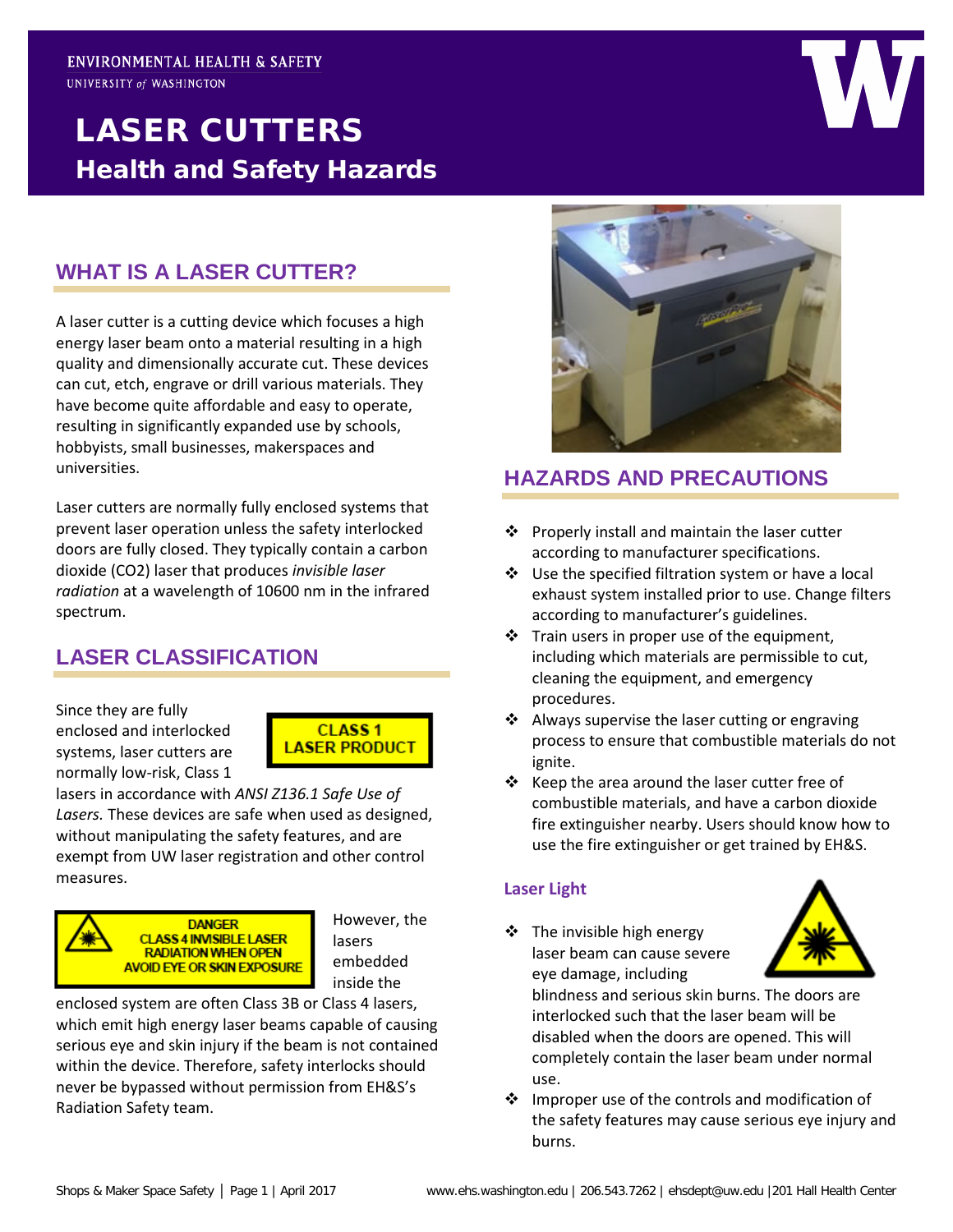ENVIRONMENTAL HEALTH & SAFETY
UNIVERSITY of WASHINGTON

# LASER CUTTERS
## Health and Safety Hazards

## WHAT IS A LASER CUTTER?

A laser cutter is a cutting device which focuses a high energy laser beam onto a material resulting in a high quality and dimensionally accurate cut. These devices can cut, etch, engrave or drill various materials. They have become quite affordable and easy to operate, resulting in significantly expanded use by schools, hobbyists, small businesses, makerspaces and universities.

Laser cutters are normally fully enclosed systems that prevent laser operation unless the safety interlocked doors are fully closed. They typically contain a carbon dioxide ($CO_2$) laser that produces *invisible laser radiation* at a wavelength of 10600 nm in the infrared spectrum.

## LASER CLASSIFICATION

CLASS 1 LASER PRODUCT

Since they are fully enclosed and interlocked systems, laser cutters are normally low-risk, Class 1 lasers in accordance with *ANSI Z136.1 Safe Use of Lasers.* These devices are safe when used as designed, without manipulating the safety features, and are exempt from UW laser registration and other control measures.

DANGER
CLASS 4 INVISIBLE LASER RADIATION WHEN OPEN
AVOID EYE OR SKIN EXPOSURE

However, the lasers embedded inside the enclosed system are often Class 3B or Class 4 lasers, which emit high energy laser beams capable of causing serious eye and skin injury if the beam is not contained within the device. Therefore, safety interlocks should never be bypassed without permission from EH&S's Radiation Safety team.

## HAZARDS AND PRECAUTIONS

- Properly install and maintain the laser cutter according to manufacturer specifications.
- Use the specified filtration system or have a local exhaust system installed prior to use. Change filters according to manufacturer's guidelines.
- Train users in proper use of the equipment, including which materials are permissible to cut, cleaning the equipment, and emergency procedures.
- Always supervise the laser cutting or engraving process to ensure that combustible materials do not ignite.
- Keep the area around the laser cutter free of combustible materials, and have a carbon dioxide fire extinguisher nearby. Users should know how to use the fire extinguisher or get trained by EH&S.

### Laser Light

- The invisible high energy laser beam can cause severe eye damage, including blindness and serious skin burns. The doors are interlocked such that the laser beam will be disabled when the doors are opened. This will completely contain the laser beam under normal use.
- Improper use of the controls and modification of the safety features may cause serious eye injury and burns.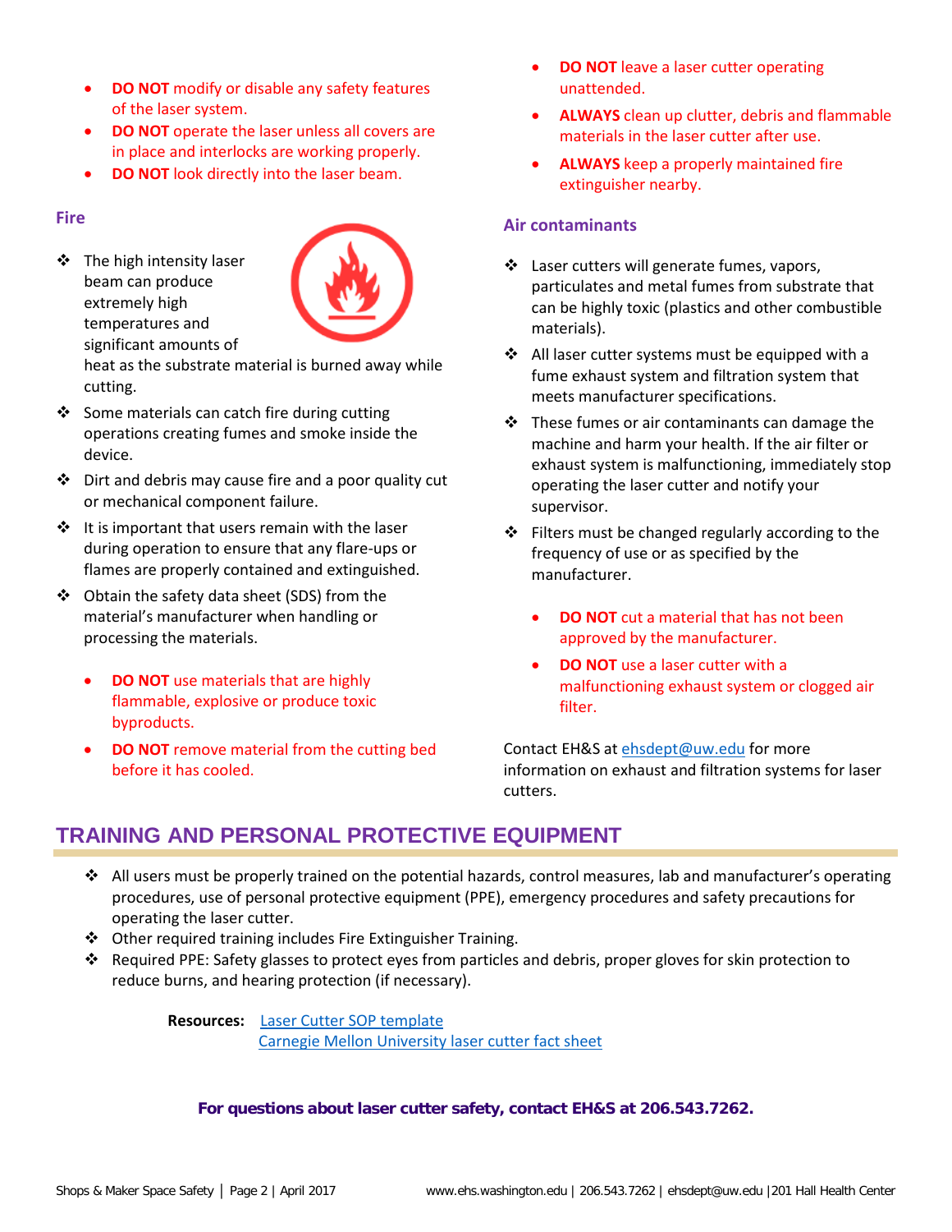- **DO NOT** modify or disable any safety features of the laser system.
- **DO NOT** operate the laser unless all covers are in place and interlocks are working properly.
- **DO NOT** look directly into the laser beam.

### Fire

- The high intensity laser beam can produce extremely high temperatures and significant amounts of heat as the substrate material is burned away while cutting.
- Some materials can catch fire during cutting operations creating fumes and smoke inside the device.
- Dirt and debris may cause fire and a poor quality cut or mechanical component failure.
- It is important that users remain with the laser during operation to ensure that any flare-ups or flames are properly contained and extinguished.
- Obtain the safety data sheet (SDS) from the material's manufacturer when handling or processing the materials.

  - **DO NOT** use materials that are highly flammable, explosive or produce toxic byproducts.
  - **DO NOT** remove material from the cutting bed before it has cooled.
  - **DO NOT** leave a laser cutter operating unattended.
  - **ALWAYS** clean up clutter, debris and flammable materials in the laser cutter after use.
  - **ALWAYS** keep a properly maintained fire extinguisher nearby.

### Air contaminants

- Laser cutters will generate fumes, vapors, particulates and metal fumes from substrate that can be highly toxic (plastics and other combustible materials).
- All laser cutter systems must be equipped with a fume exhaust system and filtration system that meets manufacturer specifications.
- These fumes or air contaminants can damage the machine and harm your health. If the air filter or exhaust system is malfunctioning, immediately stop operating the laser cutter and notify your supervisor.
- Filters must be changed regularly according to the frequency of use or as specified by the manufacturer.

  - **DO NOT** cut a material that has not been approved by the manufacturer.
  - **DO NOT** use a laser cutter with a malfunctioning exhaust system or clogged air filter.

Contact EH&S at ehsdept@uw.edu for more information on exhaust and filtration systems for laser cutters.

## TRAINING AND PERSONAL PROTECTIVE EQUIPMENT

- All users must be properly trained on the potential hazards, control measures, lab and manufacturer's operating procedures, use of personal protective equipment (PPE), emergency procedures and safety precautions for operating the laser cutter.
- Other required training includes Fire Extinguisher Training.
- Required PPE: Safety glasses to protect eyes from particles and debris, proper gloves for skin protection to reduce burns, and hearing protection (if necessary).

**Resources:** Laser Cutter SOP template
Carnegie Mellon University laser cutter fact sheet

**For questions about laser cutter safety, contact EH&S at 206.543.7262.**